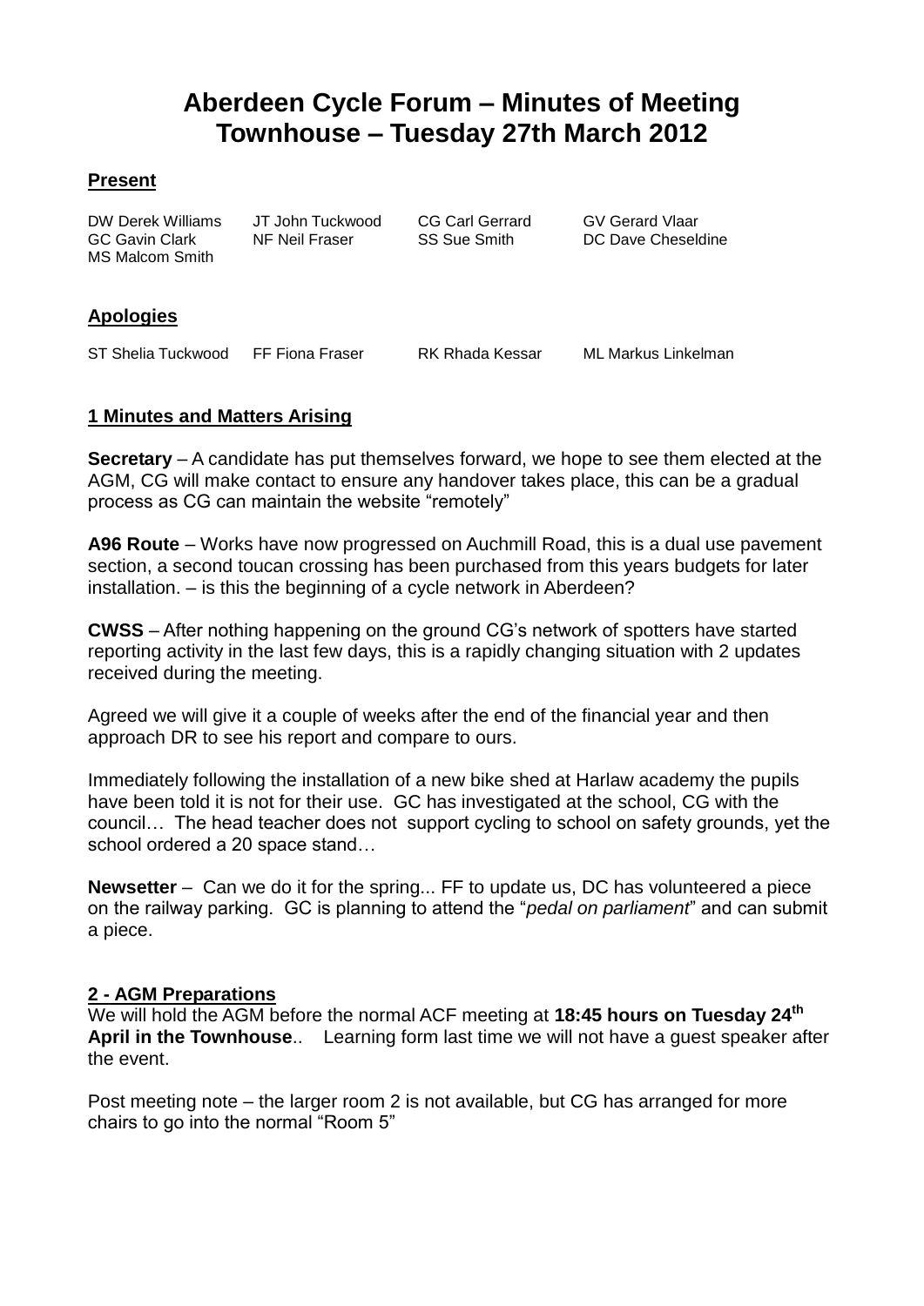# Aberdeen Cycle Forum – Minutes of Meeting
# Townhouse – Tuesday 27th March 2012

## Present

| | | | |
|---|---|---|---|
| DW Derek Williams | JT John Tuckwood | CG Carl Gerrard | GV Gerard Vlaar |
| GC Gavin Clark | NF Neil Fraser | SS Sue Smith | DC Dave Cheseldine |
| MS Malcom Smith | | | |

## Apologies

| | | | |
|---|---|---|---|
| ST Shelia Tuckwood | FF Fiona Fraser | RK Rhada Kessar | ML Markus Linkelman |

## 1 Minutes and Matters Arising

**Secretary** – A candidate has put themselves forward, we hope to see them elected at the AGM, CG will make contact to ensure any handover takes place, this can be a gradual process as CG can maintain the website "remotely"

**A96 Route** – Works have now progressed on Auchmill Road, this is a dual use pavement section, a second toucan crossing has been purchased from this years budgets for later installation. – is this the beginning of a cycle network in Aberdeen?

**CWSS** – After nothing happening on the ground CG's network of spotters have started reporting activity in the last few days, this is a rapidly changing situation with 2 updates received during the meeting.

Agreed we will give it a couple of weeks after the end of the financial year and then approach DR to see his report and compare to ours.

Immediately following the installation of a new bike shed at Harlaw academy the pupils have been told it is not for their use. GC has investigated at the school, CG with the council… The head teacher does not support cycling to school on safety grounds, yet the school ordered a 20 space stand…

**Newsetter** – Can we do it for the spring... FF to update us, DC has volunteered a piece on the railway parking. GC is planning to attend the "*pedal on parliament*" and can submit a piece.

## 2 - AGM Preparations

We will hold the AGM before the normal ACF meeting at **18:45 hours on Tuesday 24th April in the Townhouse**.. Learning form last time we will not have a guest speaker after the event.

Post meeting note – the larger room 2 is not available, but CG has arranged for more chairs to go into the normal "Room 5"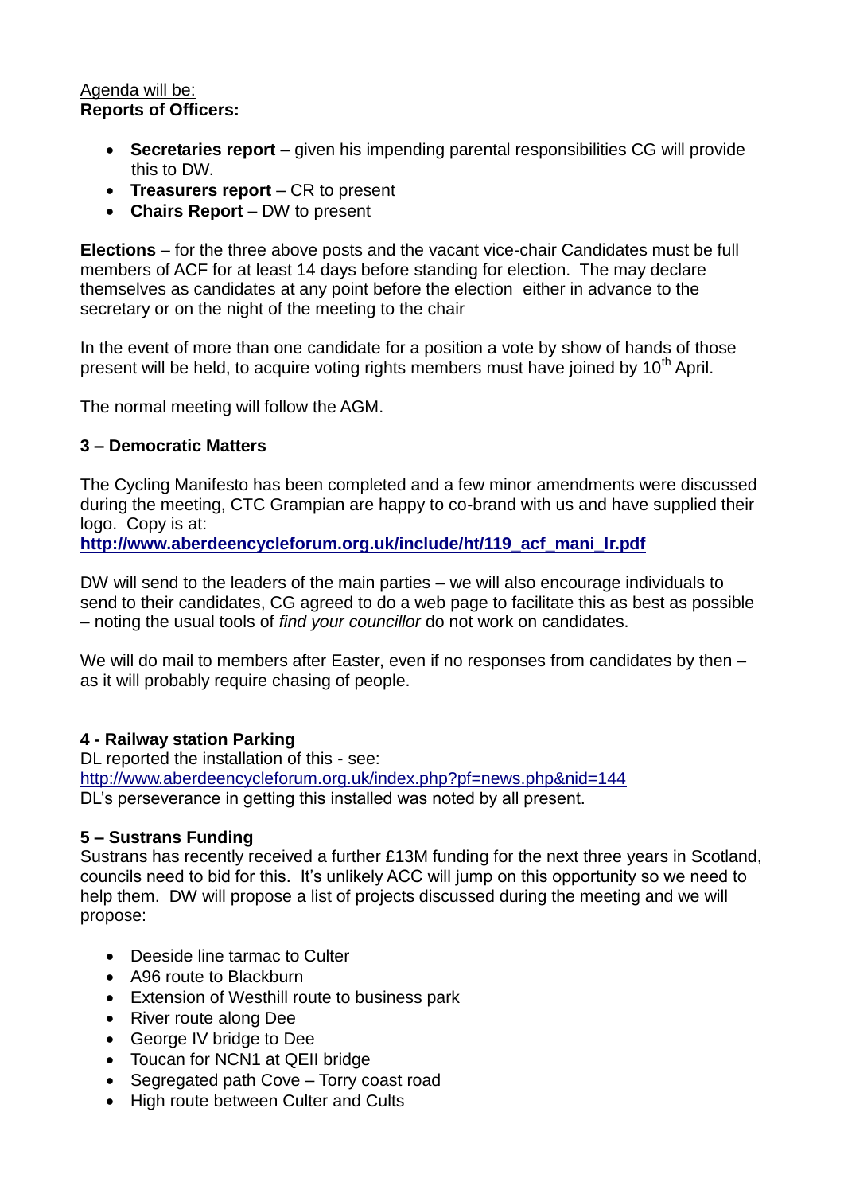Agenda will be:

**Reports of Officers:**

- **Secretaries report** – given his impending parental responsibilities CG will provide this to DW.
- **Treasurers report** – CR to present
- **Chairs Report** – DW to present

**Elections** – for the three above posts and the vacant vice-chair Candidates must be full members of ACF for at least 14 days before standing for election. The may declare themselves as candidates at any point before the election either in advance to the secretary or on the night of the meeting to the chair

In the event of more than one candidate for a position a vote by show of hands of those present will be held, to acquire voting rights members must have joined by 10th April.

The normal meeting will follow the AGM.

### 3 – Democratic Matters

The Cycling Manifesto has been completed and a few minor amendments were discussed during the meeting, CTC Grampian are happy to co-brand with us and have supplied their logo. Copy is at:

**http://www.aberdeencycleforum.org.uk/include/ht/119_acf_mani_lr.pdf**

DW will send to the leaders of the main parties – we will also encourage individuals to send to their candidates, CG agreed to do a web page to facilitate this as best as possible – noting the usual tools of *find your councillor* do not work on candidates.

We will do mail to members after Easter, even if no responses from candidates by then – as it will probably require chasing of people.

### 4 - Railway station Parking

DL reported the installation of this - see:
http://www.aberdeencycleforum.org.uk/index.php?pf=news.php&nid=144
DL's perseverance in getting this installed was noted by all present.

### 5 – Sustrans Funding

Sustrans has recently received a further £13M funding for the next three years in Scotland, councils need to bid for this. It's unlikely ACC will jump on this opportunity so we need to help them. DW will propose a list of projects discussed during the meeting and we will propose:

- Deeside line tarmac to Culter
- A96 route to Blackburn
- Extension of Westhill route to business park
- River route along Dee
- George IV bridge to Dee
- Toucan for NCN1 at QEII bridge
- Segregated path Cove – Torry coast road
- High route between Culter and Cults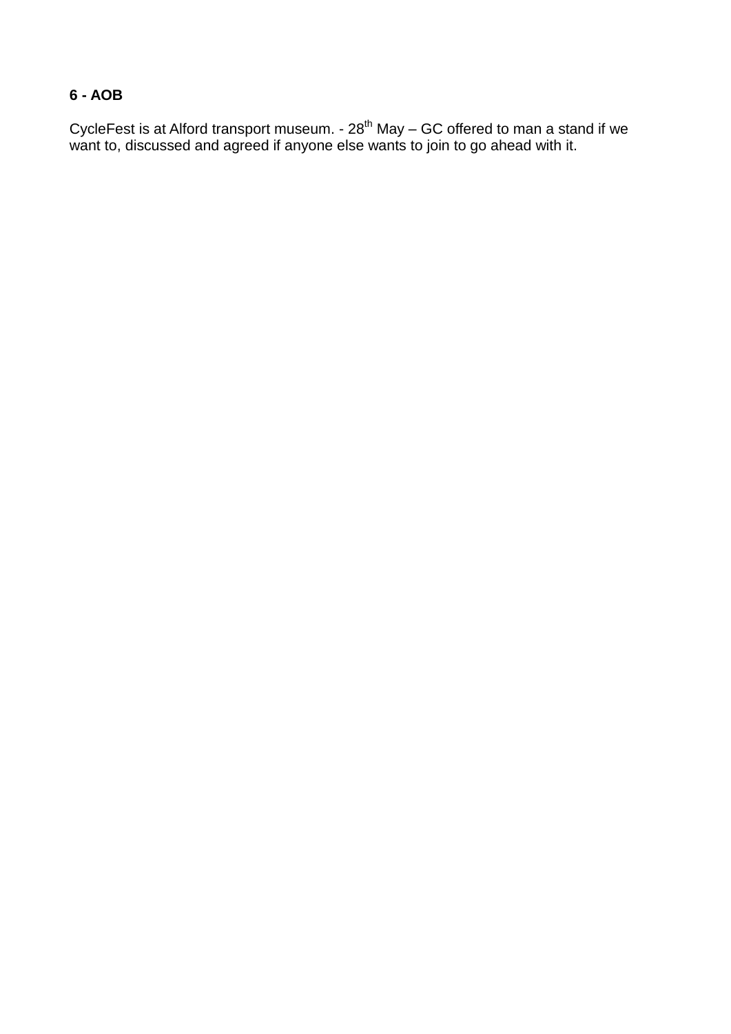### 6 - AOB

CycleFest is at Alford transport museum. - 28th May – GC offered to man a stand if we want to, discussed and agreed if anyone else wants to join to go ahead with it.